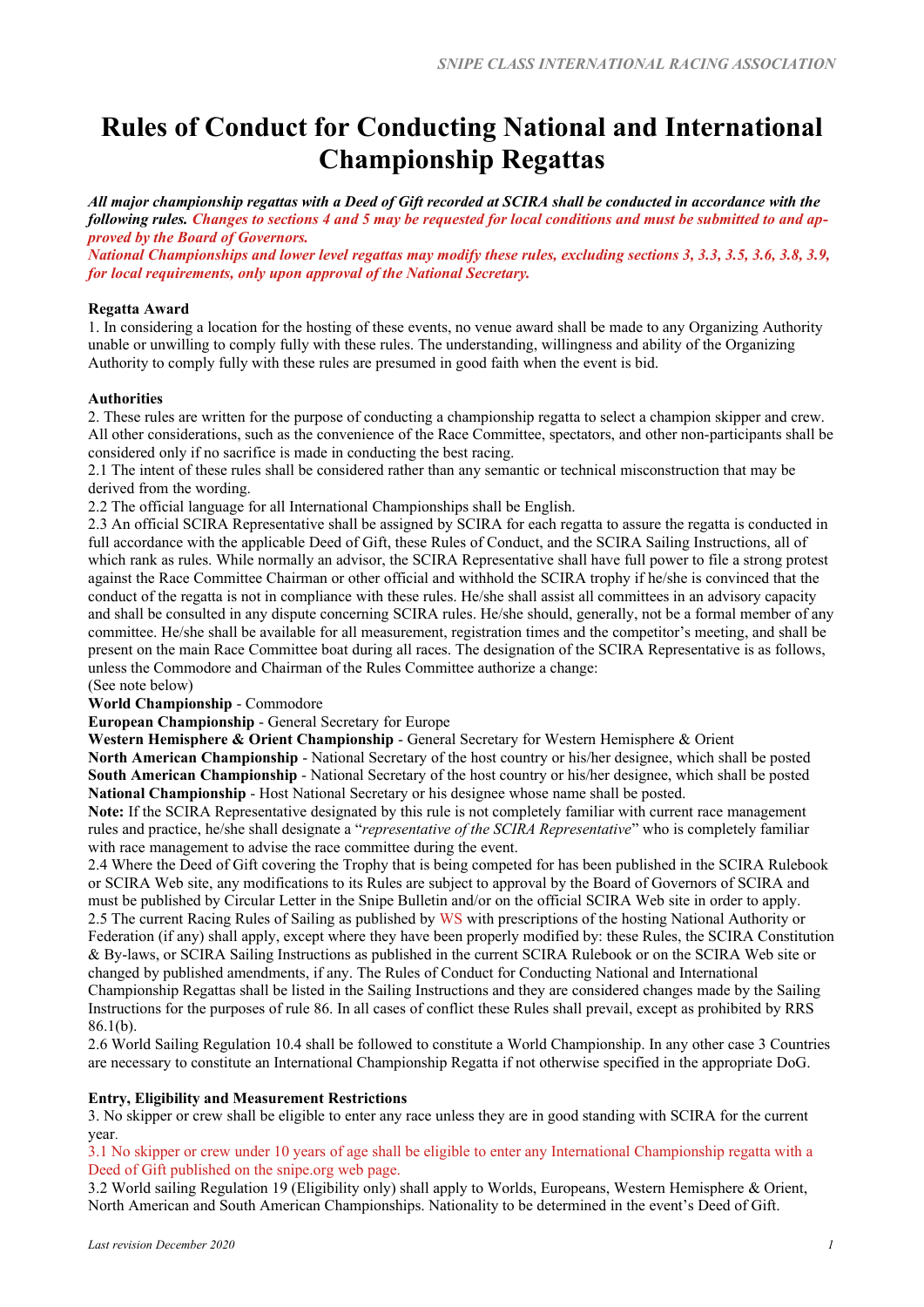# Rules of Conduct for Conducting National and International Championship Regattas

***All major championship regattas with a Deed of Gift recorded at SCIRA shall be conducted in accordance with the following rules. Changes to sections 4 and 5 may be requested for local conditions and must be submitted to and approved by the Board of Governors.***

***National Championships and lower level regattas may modify these rules, excluding sections 3, 3.3, 3.5, 3.6, 3.8, 3.9, for local requirements, only upon approval of the National Secretary.***

**Regatta Award**

1. In considering a location for the hosting of these events, no venue award shall be made to any Organizing Authority unable or unwilling to comply fully with these rules. The understanding, willingness and ability of the Organizing Authority to comply fully with these rules are presumed in good faith when the event is bid.

**Authorities**

2. These rules are written for the purpose of conducting a championship regatta to select a champion skipper and crew. All other considerations, such as the convenience of the Race Committee, spectators, and other non-participants shall be considered only if no sacrifice is made in conducting the best racing.

2.1 The intent of these rules shall be considered rather than any semantic or technical misconstruction that may be derived from the wording.

2.2 The official language for all International Championships shall be English.

2.3 An official SCIRA Representative shall be assigned by SCIRA for each regatta to assure the regatta is conducted in full accordance with the applicable Deed of Gift, these Rules of Conduct, and the SCIRA Sailing Instructions, all of which rank as rules. While normally an advisor, the SCIRA Representative shall have full power to file a strong protest against the Race Committee Chairman or other official and withhold the SCIRA trophy if he/she is convinced that the conduct of the regatta is not in compliance with these rules. He/she shall assist all committees in an advisory capacity and shall be consulted in any dispute concerning SCIRA rules. He/she should, generally, not be a formal member of any committee. He/she shall be available for all measurement, registration times and the competitor's meeting, and shall be present on the main Race Committee boat during all races. The designation of the SCIRA Representative is as follows, unless the Commodore and Chairman of the Rules Committee authorize a change:
(See note below)

**World Championship** - Commodore
**European Championship** - General Secretary for Europe
**Western Hemisphere & Orient Championship** - General Secretary for Western Hemisphere & Orient
**North American Championship** - National Secretary of the host country or his/her designee, which shall be posted
**South American Championship** - National Secretary of the host country or his/her designee, which shall be posted
**National Championship** - Host National Secretary or his designee whose name shall be posted.

**Note:** If the SCIRA Representative designated by this rule is not completely familiar with current race management rules and practice, he/she shall designate a "*representative of the SCIRA Representative*" who is completely familiar with race management to advise the race committee during the event.

2.4 Where the Deed of Gift covering the Trophy that is being competed for has been published in the SCIRA Rulebook or SCIRA Web site, any modifications to its Rules are subject to approval by the Board of Governors of SCIRA and must be published by Circular Letter in the Snipe Bulletin and/or on the official SCIRA Web site in order to apply.

2.5 The current Racing Rules of Sailing as published by WS with prescriptions of the hosting National Authority or Federation (if any) shall apply, except where they have been properly modified by: these Rules, the SCIRA Constitution & By-laws, or SCIRA Sailing Instructions as published in the current SCIRA Rulebook or on the SCIRA Web site or changed by published amendments, if any. The Rules of Conduct for Conducting National and International Championship Regattas shall be listed in the Sailing Instructions and they are considered changes made by the Sailing Instructions for the purposes of rule 86. In all cases of conflict these Rules shall prevail, except as prohibited by RRS 86.1(b).

2.6 World Sailing Regulation 10.4 shall be followed to constitute a World Championship. In any other case 3 Countries are necessary to constitute an International Championship Regatta if not otherwise specified in the appropriate DoG.

**Entry, Eligibility and Measurement Restrictions**

3. No skipper or crew shall be eligible to enter any race unless they are in good standing with SCIRA for the current year.

3.1 No skipper or crew under 10 years of age shall be eligible to enter any International Championship regatta with a Deed of Gift published on the snipe.org web page.

3.2 World sailing Regulation 19 (Eligibility only) shall apply to Worlds, Europeans, Western Hemisphere & Orient, North American and South American Championships. Nationality to be determined in the event's Deed of Gift.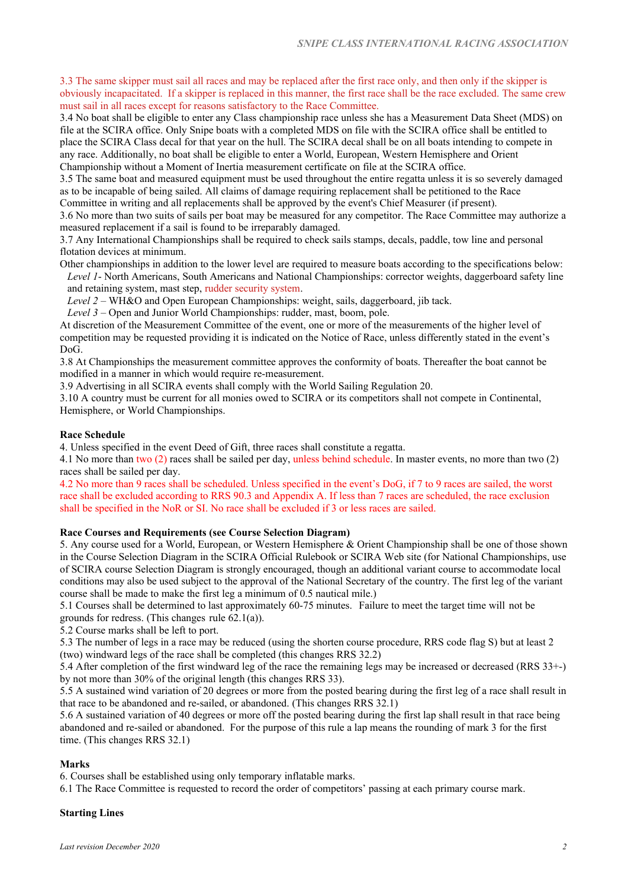3.3 The same skipper must sail all races and may be replaced after the first race only, and then only if the skipper is obviously incapacitated. If a skipper is replaced in this manner, the first race shall be the race excluded. The same crew must sail in all races except for reasons satisfactory to the Race Committee.

3.4 No boat shall be eligible to enter any Class championship race unless she has a Measurement Data Sheet (MDS) on file at the SCIRA office. Only Snipe boats with a completed MDS on file with the SCIRA office shall be entitled to place the SCIRA Class decal for that year on the hull. The SCIRA decal shall be on all boats intending to compete in any race. Additionally, no boat shall be eligible to enter a World, European, Western Hemisphere and Orient Championship without a Moment of Inertia measurement certificate on file at the SCIRA office.

3.5 The same boat and measured equipment must be used throughout the entire regatta unless it is so severely damaged as to be incapable of being sailed. All claims of damage requiring replacement shall be petitioned to the Race Committee in writing and all replacements shall be approved by the event's Chief Measurer (if present).

3.6 No more than two suits of sails per boat may be measured for any competitor. The Race Committee may authorize a measured replacement if a sail is found to be irreparably damaged.

3.7 Any International Championships shall be required to check sails stamps, decals, paddle, tow line and personal flotation devices at minimum.

Other championships in addition to the lower level are required to measure boats according to the specifications below:

*Level 1-* North Americans, South Americans and National Championships: corrector weights, daggerboard safety line and retaining system, mast step, rudder security system.

*Level 2* – WH&O and Open European Championships: weight, sails, daggerboard, jib tack.

*Level 3* – Open and Junior World Championships: rudder, mast, boom, pole.

At discretion of the Measurement Committee of the event, one or more of the measurements of the higher level of competition may be requested providing it is indicated on the Notice of Race, unless differently stated in the event's DoG.

3.8 At Championships the measurement committee approves the conformity of boats. Thereafter the boat cannot be modified in a manner in which would require re-measurement.

3.9 Advertising in all SCIRA events shall comply with the World Sailing Regulation 20.

3.10 A country must be current for all monies owed to SCIRA or its competitors shall not compete in Continental, Hemisphere, or World Championships.

**Race Schedule**

4. Unless specified in the event Deed of Gift, three races shall constitute a regatta.

4.1 No more than two (2) races shall be sailed per day, unless behind schedule. In master events, no more than two (2) races shall be sailed per day.

4.2 No more than 9 races shall be scheduled. Unless specified in the event's DoG, if 7 to 9 races are sailed, the worst race shall be excluded according to RRS 90.3 and Appendix A. If less than 7 races are scheduled, the race exclusion shall be specified in the NoR or SI. No race shall be excluded if 3 or less races are sailed.

**Race Courses and Requirements (see Course Selection Diagram)**

5. Any course used for a World, European, or Western Hemisphere & Orient Championship shall be one of those shown in the Course Selection Diagram in the SCIRA Official Rulebook or SCIRA Web site (for National Championships, use of SCIRA course Selection Diagram is strongly encouraged, though an additional variant course to accommodate local conditions may also be used subject to the approval of the National Secretary of the country. The first leg of the variant course shall be made to make the first leg a minimum of 0.5 nautical mile.)

5.1 Courses shall be determined to last approximately 60-75 minutes. Failure to meet the target time will not be grounds for redress. (This changes rule 62.1(a)).

5.2 Course marks shall be left to port.

5.3 The number of legs in a race may be reduced (using the shorten course procedure, RRS code flag S) but at least 2 (two) windward legs of the race shall be completed (this changes RRS 32.2)

5.4 After completion of the first windward leg of the race the remaining legs may be increased or decreased (RRS 33+-) by not more than 30% of the original length (this changes RRS 33).

5.5 A sustained wind variation of 20 degrees or more from the posted bearing during the first leg of a race shall result in that race to be abandoned and re-sailed, or abandoned. (This changes RRS 32.1)

5.6 A sustained variation of 40 degrees or more off the posted bearing during the first lap shall result in that race being abandoned and re-sailed or abandoned. For the purpose of this rule a lap means the rounding of mark 3 for the first time. (This changes RRS 32.1)

**Marks**

6. Courses shall be established using only temporary inflatable marks.

6.1 The Race Committee is requested to record the order of competitors' passing at each primary course mark.

**Starting Lines**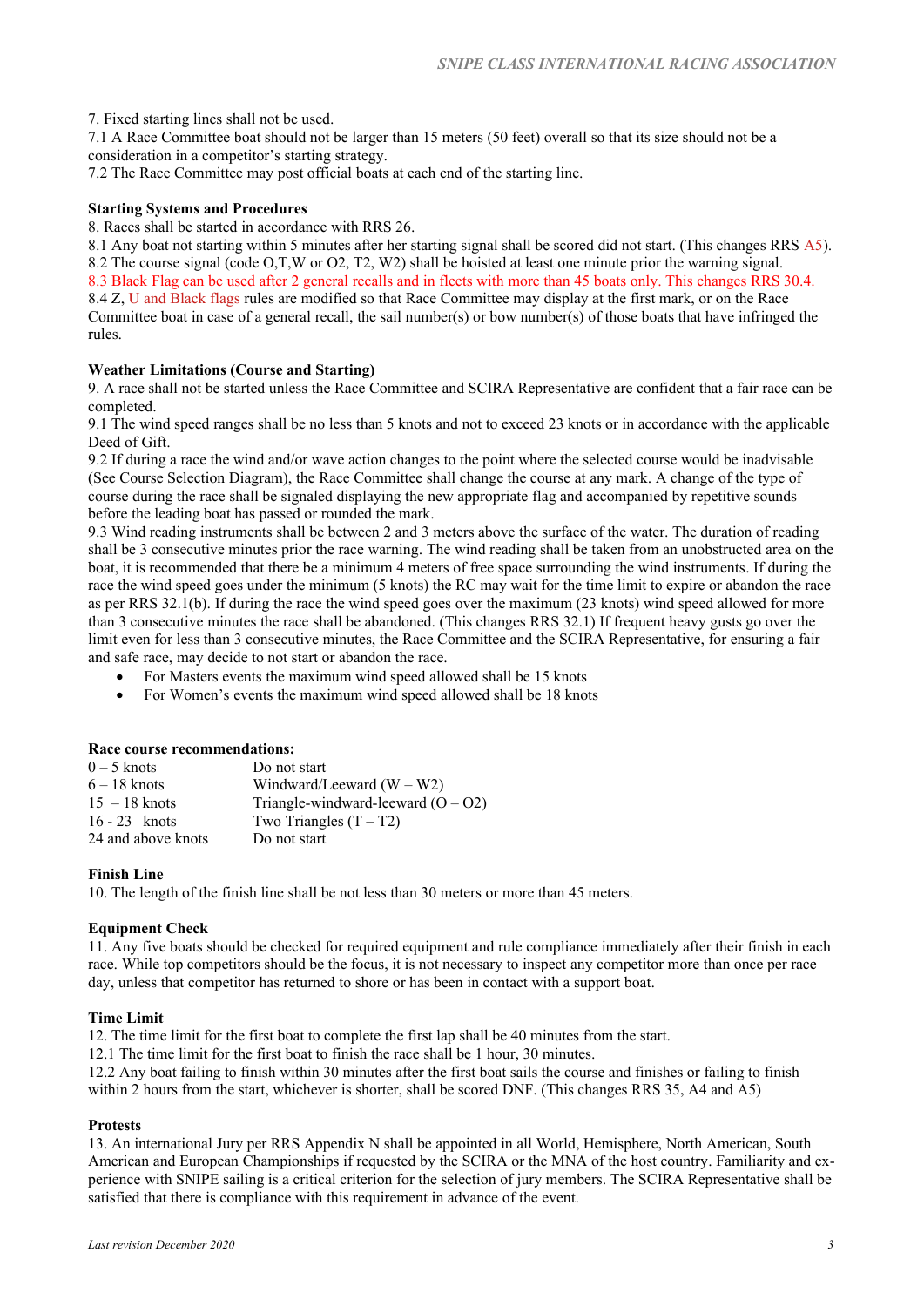7. Fixed starting lines shall not be used.
7.1 A Race Committee boat should not be larger than 15 meters (50 feet) overall so that its size should not be a consideration in a competitor's starting strategy.
7.2 The Race Committee may post official boats at each end of the starting line.

**Starting Systems and Procedures**

8. Races shall be started in accordance with RRS 26.
8.1 Any boat not starting within 5 minutes after her starting signal shall be scored did not start. (This changes RRS A5).
8.2 The course signal (code O,T,W or O2, T2, W2) shall be hoisted at least one minute prior the warning signal.
8.3 Black Flag can be used after 2 general recalls and in fleets with more than 45 boats only. This changes RRS 30.4.
8.4 Z, U and Black flags rules are modified so that Race Committee may display at the first mark, or on the Race Committee boat in case of a general recall, the sail number(s) or bow number(s) of those boats that have infringed the rules.

**Weather Limitations (Course and Starting)**

9. A race shall not be started unless the Race Committee and SCIRA Representative are confident that a fair race can be completed.
9.1 The wind speed ranges shall be no less than 5 knots and not to exceed 23 knots or in accordance with the applicable Deed of Gift.
9.2 If during a race the wind and/or wave action changes to the point where the selected course would be inadvisable (See Course Selection Diagram), the Race Committee shall change the course at any mark. A change of the type of course during the race shall be signaled displaying the new appropriate flag and accompanied by repetitive sounds before the leading boat has passed or rounded the mark.
9.3 Wind reading instruments shall be between 2 and 3 meters above the surface of the water. The duration of reading shall be 3 consecutive minutes prior the race warning. The wind reading shall be taken from an unobstructed area on the boat, it is recommended that there be a minimum 4 meters of free space surrounding the wind instruments. If during the race the wind speed goes under the minimum (5 knots) the RC may wait for the time limit to expire or abandon the race as per RRS 32.1(b). If during the race the wind speed goes over the maximum (23 knots) wind speed allowed for more than 3 consecutive minutes the race shall be abandoned. (This changes RRS 32.1) If frequent heavy gusts go over the limit even for less than 3 consecutive minutes, the Race Committee and the SCIRA Representative, for ensuring a fair and safe race, may decide to not start or abandon the race.

- For Masters events the maximum wind speed allowed shall be 15 knots
- For Women's events the maximum wind speed allowed shall be 18 knots

**Race course recommendations:**

| | |
|---|---|
| 0 – 5 knots | Do not start |
| 6 – 18 knots | Windward/Leeward (W – W2) |
| 15 – 18 knots | Triangle-windward-leeward (O – O2) |
| 16 - 23 knots | Two Triangles (T – T2) |
| 24 and above knots | Do not start |

**Finish Line**

10. The length of the finish line shall be not less than 30 meters or more than 45 meters.

**Equipment Check**

11. Any five boats should be checked for required equipment and rule compliance immediately after their finish in each race. While top competitors should be the focus, it is not necessary to inspect any competitor more than once per race day, unless that competitor has returned to shore or has been in contact with a support boat.

**Time Limit**

12. The time limit for the first boat to complete the first lap shall be 40 minutes from the start.
12.1 The time limit for the first boat to finish the race shall be 1 hour, 30 minutes.
12.2 Any boat failing to finish within 30 minutes after the first boat sails the course and finishes or failing to finish within 2 hours from the start, whichever is shorter, shall be scored DNF. (This changes RRS 35, A4 and A5)

**Protests**

13. An international Jury per RRS Appendix N shall be appointed in all World, Hemisphere, North American, South American and European Championships if requested by the SCIRA or the MNA of the host country. Familiarity and experience with SNIPE sailing is a critical criterion for the selection of jury members. The SCIRA Representative shall be satisfied that there is compliance with this requirement in advance of the event.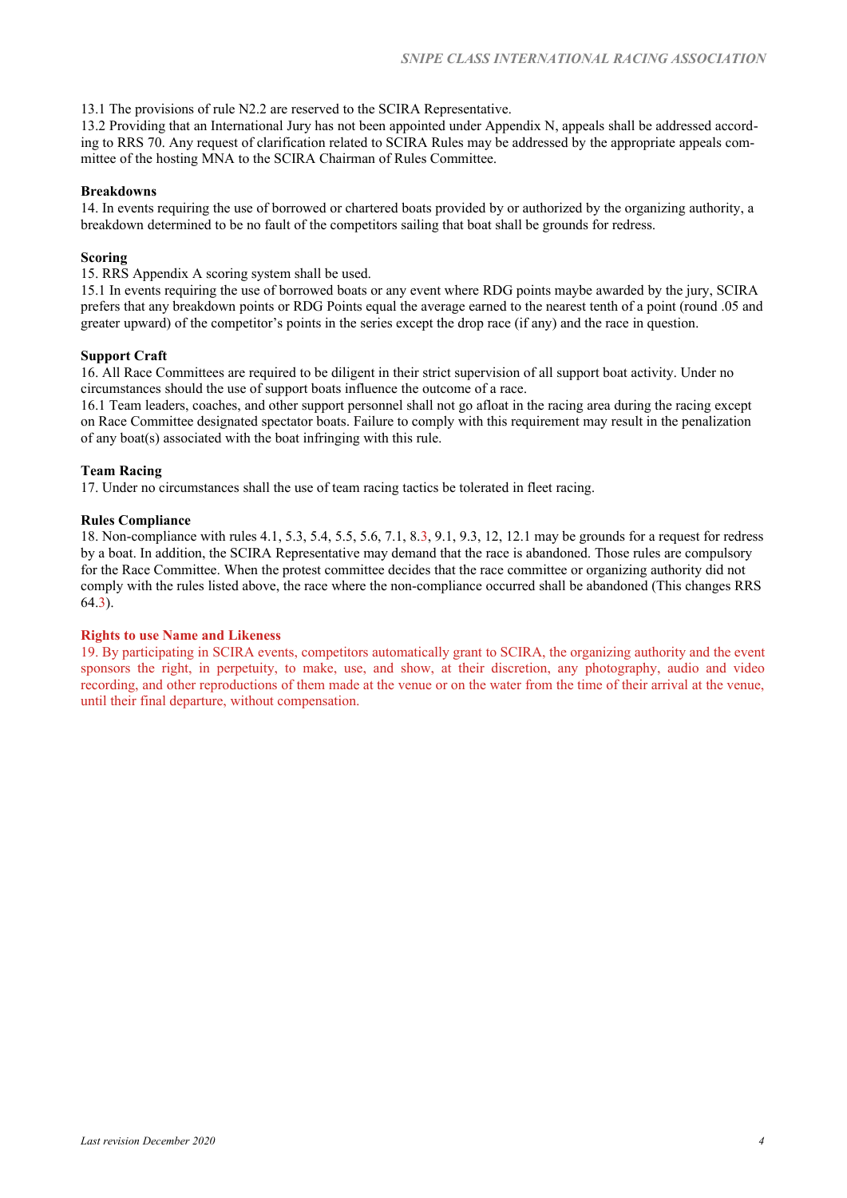13.1 The provisions of rule N2.2 are reserved to the SCIRA Representative.
13.2 Providing that an International Jury has not been appointed under Appendix N, appeals shall be addressed according to RRS 70. Any request of clarification related to SCIRA Rules may be addressed by the appropriate appeals committee of the hosting MNA to the SCIRA Chairman of Rules Committee.

**Breakdowns**
14. In events requiring the use of borrowed or chartered boats provided by or authorized by the organizing authority, a breakdown determined to be no fault of the competitors sailing that boat shall be grounds for redress.

**Scoring**
15. RRS Appendix A scoring system shall be used.
15.1 In events requiring the use of borrowed boats or any event where RDG points maybe awarded by the jury, SCIRA prefers that any breakdown points or RDG Points equal the average earned to the nearest tenth of a point (round .05 and greater upward) of the competitor's points in the series except the drop race (if any) and the race in question.

**Support Craft**
16. All Race Committees are required to be diligent in their strict supervision of all support boat activity. Under no circumstances should the use of support boats influence the outcome of a race.
16.1 Team leaders, coaches, and other support personnel shall not go afloat in the racing area during the racing except on Race Committee designated spectator boats. Failure to comply with this requirement may result in the penalization of any boat(s) associated with the boat infringing with this rule.

**Team Racing**
17. Under no circumstances shall the use of team racing tactics be tolerated in fleet racing.

**Rules Compliance**
18. Non-compliance with rules 4.1, 5.3, 5.4, 5.5, 5.6, 7.1, 8.3, 9.1, 9.3, 12, 12.1 may be grounds for a request for redress by a boat. In addition, the SCIRA Representative may demand that the race is abandoned. Those rules are compulsory for the Race Committee. When the protest committee decides that the race committee or organizing authority did not comply with the rules listed above, the race where the non-compliance occurred shall be abandoned (This changes RRS 64.3).

**Rights to use Name and Likeness**
19. By participating in SCIRA events, competitors automatically grant to SCIRA, the organizing authority and the event sponsors the right, in perpetuity, to make, use, and show, at their discretion, any photography, audio and video recording, and other reproductions of them made at the venue or on the water from the time of their arrival at the venue, until their final departure, without compensation.